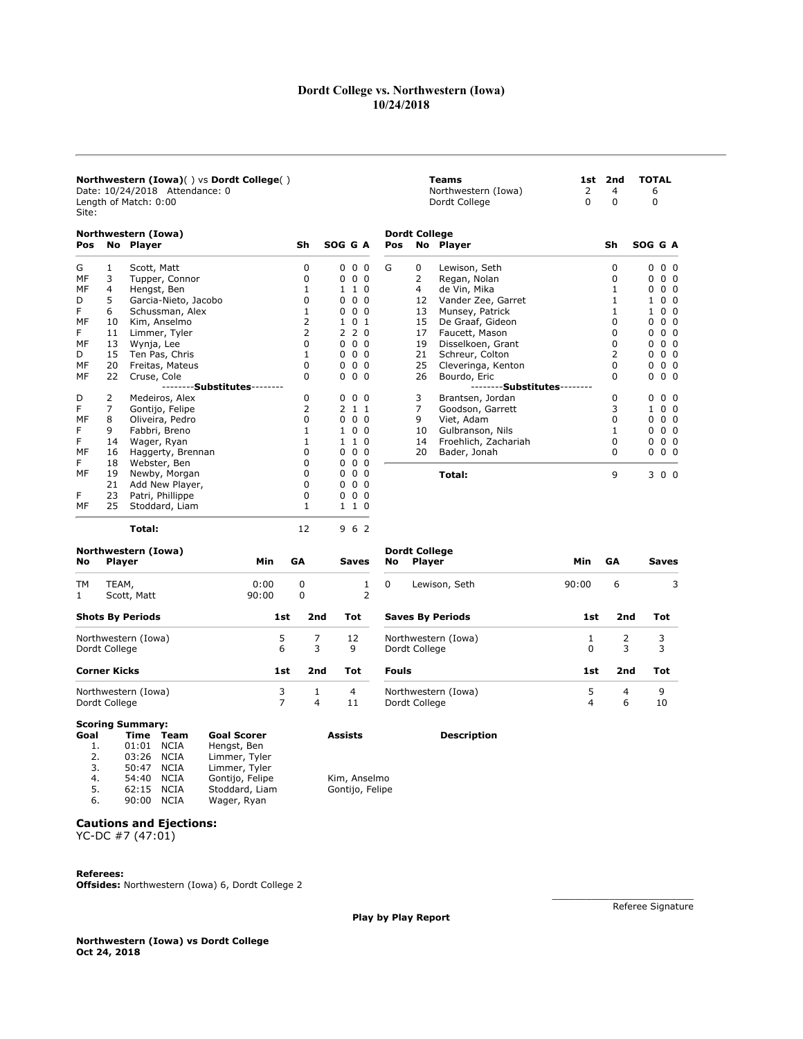# Dordt College vs. Northwestern (Iowa)
## 10/24/2018

**Northwestern (Iowa)**( ) vs **Dordt College**( )
Date: 10/24/2018 Attendance: 0
Length of Match: 0:00
Site:

| Teams | 1st | 2nd | TOTAL |
|---|---|---|---|
| Northwestern (Iowa) | 2 | 4 | 6 |
| Dordt College | 0 | 0 | 0 |

**Northwestern (Iowa)**

| Pos | No | Player | Sh | SOG | G | A |
|---|---|---|---|---|---|---|
| G | 1 | Scott, Matt | 0 | 0 | 0 | 0 |
| MF | 3 | Tupper, Connor | 0 | 0 | 0 | 0 |
| MF | 4 | Hengst, Ben | 1 | 1 | 1 | 0 |
| D | 5 | Garcia-Nieto, Jacobo | 0 | 0 | 0 | 0 |
| F | 6 | Schussman, Alex | 1 | 0 | 0 | 0 |
| MF | 10 | Kim, Anselmo | 2 | 1 | 0 | 1 |
| F | 11 | Limmer, Tyler | 2 | 2 | 2 | 0 |
| MF | 13 | Wynja, Lee | 0 | 0 | 0 | 0 |
| D | 15 | Ten Pas, Chris | 1 | 0 | 0 | 0 |
| MF | 20 | Freitas, Mateus | 0 | 0 | 0 | 0 |
| MF | 22 | Cruse, Cole | 0 | 0 | 0 | 0 |
| | | --------**Substitutes**-------- | | | | |
| D | 2 | Medeiros, Alex | 0 | 0 | 0 | 0 |
| F | 7 | Gontijo, Felipe | 2 | 2 | 1 | 1 |
| MF | 8 | Oliveira, Pedro | 0 | 0 | 0 | 0 |
| F | 9 | Fabbri, Breno | 1 | 0 | 0 | 0 |
| F | 14 | Wager, Ryan | 1 | 1 | 1 | 0 |
| MF | 16 | Haggerty, Brennan | 0 | 0 | 0 | 0 |
| F | 18 | Webster, Ben | 0 | 0 | 0 | 0 |
| MF | 19 | Newby, Morgan | 0 | 0 | 0 | 0 |
| | 21 | Add New Player, | 0 | 0 | 0 | 0 |
| F | 23 | Patri, Phillippe | 0 | 0 | 0 | 0 |
| MF | 25 | Stoddard, Liam | 1 | 1 | 1 | 0 |
| | | **Total:** | 12 | 9 | 6 | 2 |

**Dordt College**

| Pos | No | Player | Sh | SOG | G | A |
|---|---|---|---|---|---|---|
| G | 0 | Lewison, Seth | 0 | 0 | 0 | 0 |
| | 2 | Regan, Nolan | 0 | 0 | 0 | 0 |
| | 4 | de Vin, Mika | 1 | 0 | 0 | 0 |
| | 12 | Vander Zee, Garret | 1 | 1 | 0 | 0 |
| | 13 | Munsey, Patrick | 1 | 1 | 0 | 0 |
| | 15 | De Graaf, Gideon | 0 | 0 | 0 | 0 |
| | 17 | Faucett, Mason | 0 | 0 | 0 | 0 |
| | 19 | Disselkoen, Grant | 0 | 0 | 0 | 0 |
| | 21 | Schreur, Colton | 2 | 0 | 0 | 0 |
| | 25 | Cleveringa, Kenton | 0 | 0 | 0 | 0 |
| | 26 | Bourdo, Eric | 0 | 0 | 0 | 0 |
| | | --------**Substitutes**-------- | | | | |
| | 3 | Brantsen, Jordan | 0 | 0 | 0 | 0 |
| | 7 | Goodson, Garrett | 3 | 1 | 0 | 0 |
| | 9 | Viet, Adam | 0 | 0 | 0 | 0 |
| | 10 | Gulbranson, Nils | 1 | 0 | 0 | 0 |
| | 14 | Froehlich, Zachariah | 0 | 0 | 0 | 0 |
| | 20 | Bader, Jonah | 0 | 0 | 0 | 0 |
| | | **Total:** | 9 | 3 | 0 | 0 |

**Northwestern (Iowa)**

| No | Player | Min | GA | Saves |
|---|---|---|---|---|
| TM | TEAM, | 0:00 | 0 | 1 |
| 1 | Scott, Matt | 90:00 | 0 | 2 |

**Dordt College**

| No | Player | Min | GA | Saves |
|---|---|---|---|---|
| 0 | Lewison, Seth | 90:00 | 6 | 3 |

| Shots By Periods | 1st | 2nd | Tot |
|---|---|---|---|
| Northwestern (Iowa) | 5 | 7 | 12 |
| Dordt College | 6 | 3 | 9 |

| Saves By Periods | 1st | 2nd | Tot |
|---|---|---|---|
| Northwestern (Iowa) | 1 | 2 | 3 |
| Dordt College | 0 | 3 | 3 |

| Corner Kicks | 1st | 2nd | Tot |
|---|---|---|---|
| Northwestern (Iowa) | 3 | 1 | 4 |
| Dordt College | 7 | 4 | 11 |

| Fouls | 1st | 2nd | Tot |
|---|---|---|---|
| Northwestern (Iowa) | 5 | 4 | 9 |
| Dordt College | 4 | 6 | 10 |

**Scoring Summary:**

| Goal | Time | Team | Goal Scorer | Assists | Description |
|---|---|---|---|---|---|
| 1. | 01:01 | NCIA | Hengst, Ben | | |
| 2. | 03:26 | NCIA | Limmer, Tyler | | |
| 3. | 50:47 | NCIA | Limmer, Tyler | | |
| 4. | 54:40 | NCIA | Gontijo, Felipe | Kim, Anselmo | |
| 5. | 62:15 | NCIA | Stoddard, Liam | Gontijo, Felipe | |
| 6. | 90:00 | NCIA | Wager, Ryan | | |

### Cautions and Ejections:
YC-DC #7 (47:01)

**Referees:**
**Offsides:** Northwestern (Iowa) 6, Dordt College 2

Referee Signature

**Play by Play Report**

**Northwestern (Iowa) vs Dordt College**
**Oct 24, 2018**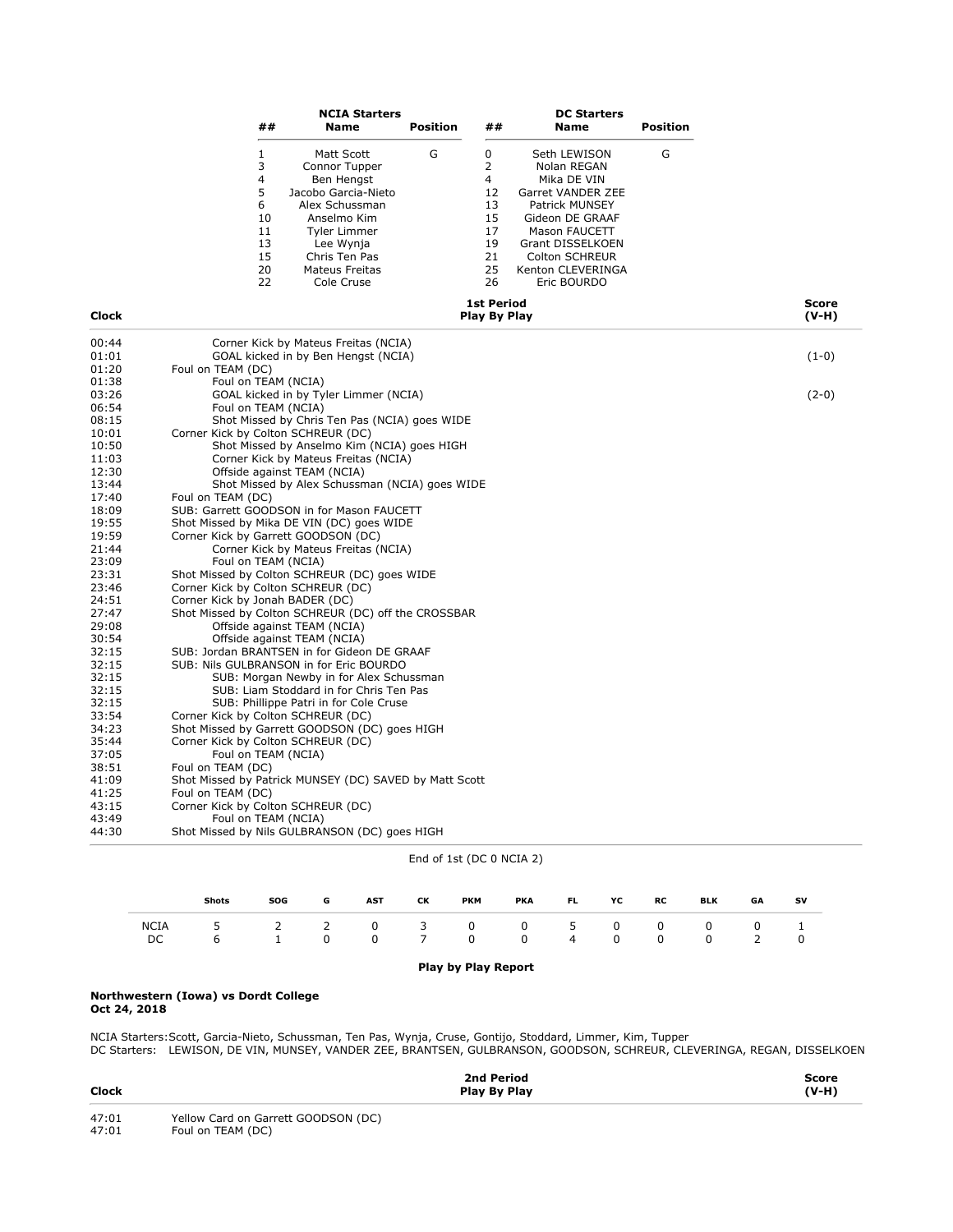| ## | NCIA Starters Name | Position | ## | DC Starters Name | Position |
|---|---|---|---|---|---|
| 1 | Matt Scott | G | 0 | Seth LEWISON | G |
| 3 | Connor Tupper | | 2 | Nolan REGAN | |
| 4 | Ben Hengst | | 4 | Mika DE VIN | |
| 5 | Jacobo Garcia-Nieto | | 12 | Garret VANDER ZEE | |
| 6 | Alex Schussman | | 13 | Patrick MUNSEY | |
| 10 | Anselmo Kim | | 15 | Gideon DE GRAAF | |
| 11 | Tyler Limmer | | 17 | Mason FAUCETT | |
| 13 | Lee Wynja | | 19 | Grant DISSELKOEN | |
| 15 | Chris Ten Pas | | 21 | Colton SCHREUR | |
| 20 | Mateus Freitas | | 25 | Kenton CLEVERINGA | |
| 22 | Cole Cruse | | 26 | Eric BOURDO | |

| Clock | 1st Period Play By Play | Score (V-H) |
|---|---|---|
| 00:44 | Corner Kick by Mateus Freitas (NCIA) | |
| 01:01 | GOAL kicked in by Ben Hengst (NCIA) | (1-0) |
| 01:20 | Foul on TEAM (DC) | |
| 01:38 | Foul on TEAM (NCIA) | |
| 03:26 | GOAL kicked in by Tyler Limmer (NCIA) | (2-0) |
| 06:54 | Foul on TEAM (NCIA) | |
| 08:15 | Shot Missed by Chris Ten Pas (NCIA) goes WIDE | |
| 10:01 | Corner Kick by Colton SCHREUR (DC) | |
| 10:50 | Shot Missed by Anselmo Kim (NCIA) goes HIGH | |
| 11:03 | Corner Kick by Mateus Freitas (NCIA) | |
| 12:30 | Offside against TEAM (NCIA) | |
| 13:44 | Shot Missed by Alex Schussman (NCIA) goes WIDE | |
| 17:40 | Foul on TEAM (DC) | |
| 18:09 | SUB: Garrett GOODSON in for Mason FAUCETT | |
| 19:55 | Shot Missed by Mika DE VIN (DC) goes WIDE | |
| 19:59 | Corner Kick by Garrett GOODSON (DC) | |
| 21:44 | Corner Kick by Mateus Freitas (NCIA) | |
| 23:09 | Foul on TEAM (NCIA) | |
| 23:31 | Shot Missed by Colton SCHREUR (DC) goes WIDE | |
| 23:46 | Corner Kick by Colton SCHREUR (DC) | |
| 24:51 | Corner Kick by Jonah BADER (DC) | |
| 27:47 | Shot Missed by Colton SCHREUR (DC) off the CROSSBAR | |
| 29:08 | Offside against TEAM (NCIA) | |
| 30:54 | Offside against TEAM (NCIA) | |
| 32:15 | SUB: Jordan BRANTSEN in for Gideon DE GRAAF | |
| 32:15 | SUB: Nils GULBRANSON in for Eric BOURDO | |
| 32:15 | SUB: Morgan Newby in for Alex Schussman | |
| 32:15 | SUB: Liam Stoddard in for Chris Ten Pas | |
| 32:15 | SUB: Phillippe Patri in for Cole Cruse | |
| 33:54 | Corner Kick by Colton SCHREUR (DC) | |
| 34:23 | Shot Missed by Garrett GOODSON (DC) goes HIGH | |
| 35:44 | Corner Kick by Colton SCHREUR (DC) | |
| 37:05 | Foul on TEAM (NCIA) | |
| 38:51 | Foul on TEAM (DC) | |
| 41:09 | Shot Missed by Patrick MUNSEY (DC) SAVED by Matt Scott | |
| 41:25 | Foul on TEAM (DC) | |
| 43:15 | Corner Kick by Colton SCHREUR (DC) | |
| 43:49 | Foul on TEAM (NCIA) | |
| 44:30 | Shot Missed by Nils GULBRANSON (DC) goes HIGH | |

End of 1st (DC 0 NCIA 2)

| | Shots | SOG | G | AST | CK | PKM | PKA | FL | YC | RC | BLK | GA | SV |
|---|---|---|---|---|---|---|---|---|---|---|---|---|---|
| NCIA | 5 | 2 | 2 | 0 | 3 | 0 | 0 | 5 | 0 | 0 | 0 | 0 | 1 |
| DC | 6 | 1 | 0 | 0 | 7 | 0 | 0 | 4 | 0 | 0 | 0 | 2 | 0 |

**Play by Play Report**

**Northwestern (Iowa) vs Dordt College**
**Oct 24, 2018**

NCIA Starters: Scott, Garcia-Nieto, Schussman, Ten Pas, Wynja, Cruse, Gontijo, Stoddard, Limmer, Kim, Tupper
DC Starters: LEWISON, DE VIN, MUNSEY, VANDER ZEE, BRANTSEN, GULBRANSON, GOODSON, SCHREUR, CLEVERINGA, REGAN, DISSELKOEN

| Clock | 2nd Period Play By Play | Score (V-H) |
|---|---|---|
| 47:01 | Yellow Card on Garrett GOODSON (DC) | |
| 47:01 | Foul on TEAM (DC) | |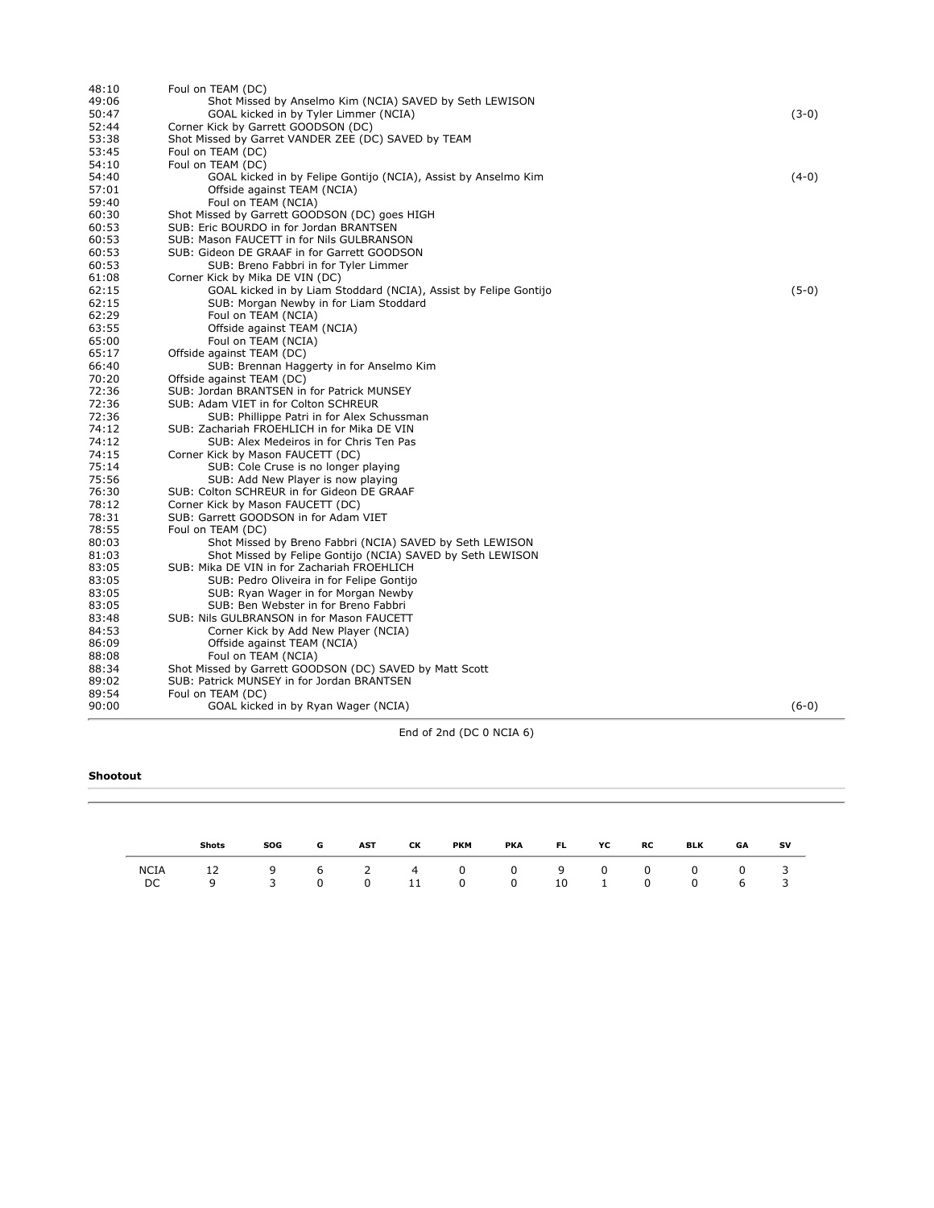| | | |
|---|---|---|
| 48:10 | Foul on TEAM (DC) | |
| 49:06 | Shot Missed by Anselmo Kim (NCIA) SAVED by Seth LEWISON | |
| 50:47 | GOAL kicked in by Tyler Limmer (NCIA) | (3-0) |
| 52:44 | Corner Kick by Garrett GOODSON (DC) | |
| 53:38 | Shot Missed by Garret VANDER ZEE (DC) SAVED by TEAM | |
| 53:45 | Foul on TEAM (DC) | |
| 54:10 | Foul on TEAM (DC) | |
| 54:40 | GOAL kicked in by Felipe Gontijo (NCIA), Assist by Anselmo Kim | (4-0) |
| 57:01 | Offside against TEAM (NCIA) | |
| 59:40 | Foul on TEAM (NCIA) | |
| 60:30 | Shot Missed by Garrett GOODSON (DC) goes HIGH | |
| 60:53 | SUB: Eric BOURDO in for Jordan BRANTSEN | |
| 60:53 | SUB: Mason FAUCETT in for Nils GULBRANSON | |
| 60:53 | SUB: Gideon DE GRAAF in for Garrett GOODSON | |
| 60:53 | SUB: Breno Fabbri in for Tyler Limmer | |
| 61:08 | Corner Kick by Mika DE VIN (DC) | |
| 62:15 | GOAL kicked in by Liam Stoddard (NCIA), Assist by Felipe Gontijo | (5-0) |
| 62:15 | SUB: Morgan Newby in for Liam Stoddard | |
| 62:29 | Foul on TEAM (NCIA) | |
| 63:55 | Offside against TEAM (NCIA) | |
| 65:00 | Foul on TEAM (NCIA) | |
| 65:17 | Offside against TEAM (DC) | |
| 66:40 | SUB: Brennan Haggerty in for Anselmo Kim | |
| 70:20 | Offside against TEAM (DC) | |
| 72:36 | SUB: Jordan BRANTSEN in for Patrick MUNSEY | |
| 72:36 | SUB: Adam VIET in for Colton SCHREUR | |
| 72:36 | SUB: Phillippe Patri in for Alex Schussman | |
| 74:12 | SUB: Zachariah FROEHLICH in for Mika DE VIN | |
| 74:12 | SUB: Alex Medeiros in for Chris Ten Pas | |
| 74:15 | Corner Kick by Mason FAUCETT (DC) | |
| 75:14 | SUB: Cole Cruse is no longer playing | |
| 75:56 | SUB: Add New Player is now playing | |
| 76:30 | SUB: Colton SCHREUR in for Gideon DE GRAAF | |
| 78:12 | Corner Kick by Mason FAUCETT (DC) | |
| 78:31 | SUB: Garrett GOODSON in for Adam VIET | |
| 78:55 | Foul on TEAM (DC) | |
| 80:03 | Shot Missed by Breno Fabbri (NCIA) SAVED by Seth LEWISON | |
| 81:03 | Shot Missed by Felipe Gontijo (NCIA) SAVED by Seth LEWISON | |
| 83:05 | SUB: Mika DE VIN in for Zachariah FROEHLICH | |
| 83:05 | SUB: Pedro Oliveira in for Felipe Gontijo | |
| 83:05 | SUB: Ryan Wager in for Morgan Newby | |
| 83:05 | SUB: Ben Webster in for Breno Fabbri | |
| 83:48 | SUB: Nils GULBRANSON in for Mason FAUCETT | |
| 84:53 | Corner Kick by Add New Player (NCIA) | |
| 86:09 | Offside against TEAM (NCIA) | |
| 88:08 | Foul on TEAM (NCIA) | |
| 88:34 | Shot Missed by Garrett GOODSON (DC) SAVED by Matt Scott | |
| 89:02 | SUB: Patrick MUNSEY in for Jordan BRANTSEN | |
| 89:54 | Foul on TEAM (DC) | |
| 90:00 | GOAL kicked in by Ryan Wager (NCIA) | (6-0) |

End of 2nd (DC 0 NCIA 6)

**Shootout**

| | Shots | SOG | G | AST | CK | PKM | PKA | FL | YC | RC | BLK | GA | SV |
|---|---|---|---|---|---|---|---|---|---|---|---|---|---|
| NCIA | 12 | 9 | 6 | 2 | 4 | 0 | 0 | 9 | 0 | 0 | 0 | 0 | 3 |
| DC | 9 | 3 | 0 | 0 | 11 | 0 | 0 | 10 | 1 | 0 | 0 | 6 | 3 |